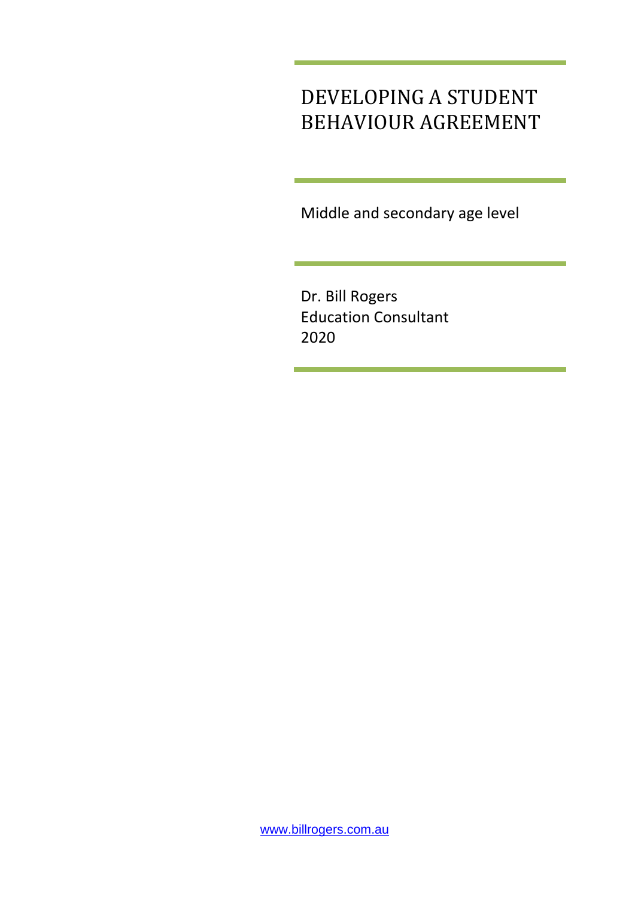# DEVELOPING A STUDENT BEHAVIOUR AGREEMENT

Middle and secondary age level

Dr. Bill Rogers
Education Consultant
2020

www.billrogers.com.au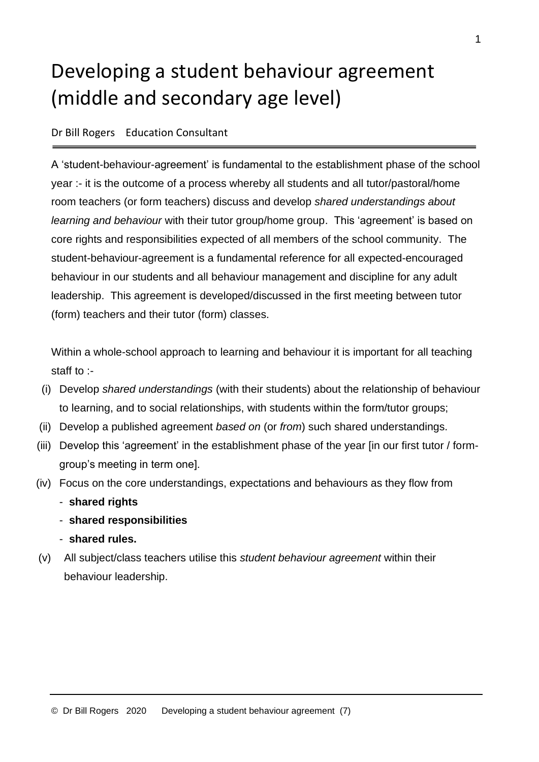# Developing a student behaviour agreement (middle and secondary age level)

Dr Bill Rogers Education Consultant

A 'student-behaviour-agreement' is fundamental to the establishment phase of the school year :- it is the outcome of a process whereby all students and all tutor/pastoral/home room teachers (or form teachers) discuss and develop *shared understandings about learning and behaviour* with their tutor group/home group. This 'agreement' is based on core rights and responsibilities expected of all members of the school community. The student-behaviour-agreement is a fundamental reference for all expected-encouraged behaviour in our students and all behaviour management and discipline for any adult leadership. This agreement is developed/discussed in the first meeting between tutor (form) teachers and their tutor (form) classes.

Within a whole-school approach to learning and behaviour it is important for all teaching staff to :-

(i) Develop *shared understandings* (with their students) about the relationship of behaviour to learning, and to social relationships, with students within the form/tutor groups;

(ii) Develop a published agreement *based on* (or *from*) such shared understandings.

(iii) Develop this 'agreement' in the establishment phase of the year [in our first tutor / form-group's meeting in term one].

(iv) Focus on the core understandings, expectations and behaviours as they flow from
   - **shared rights**
   - **shared responsibilities**
   - **shared rules.**

(v) All subject/class teachers utilise this *student behaviour agreement* within their behaviour leadership.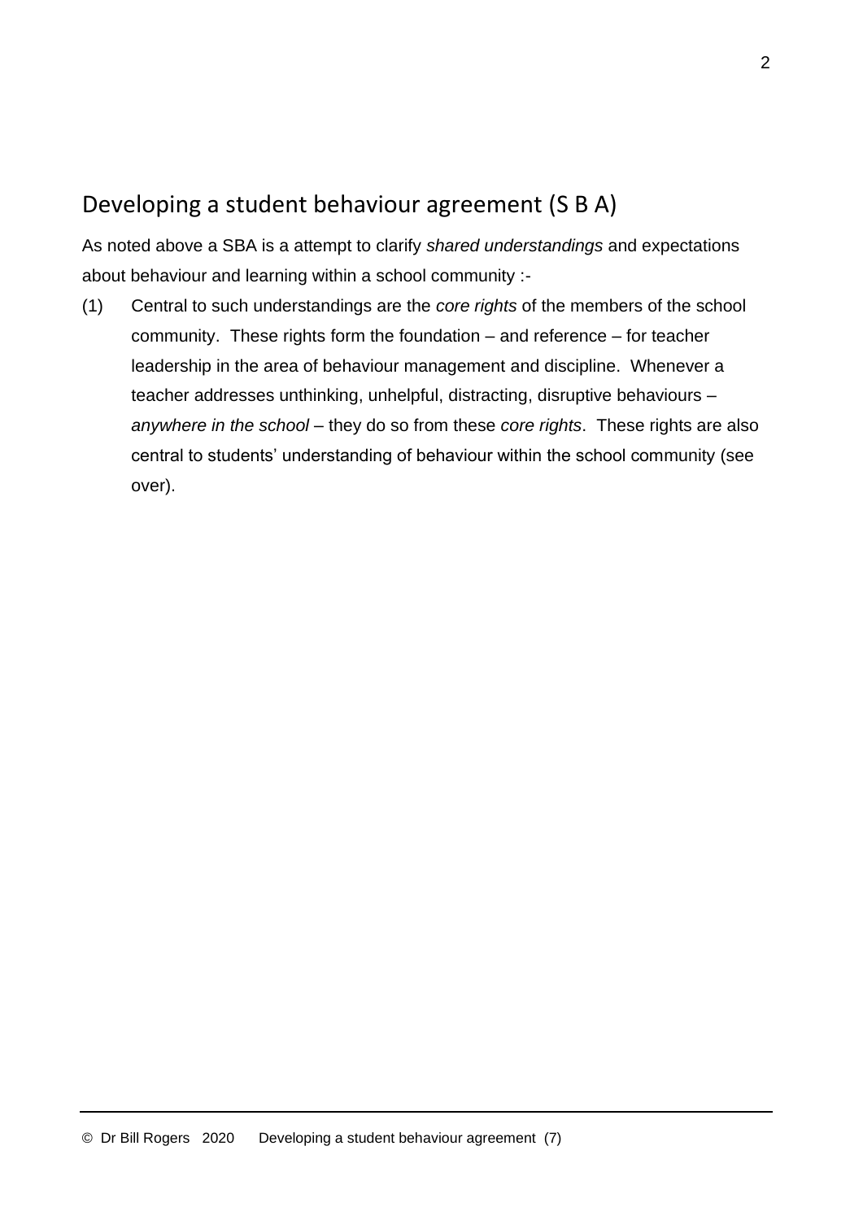## Developing a student behaviour agreement (S B A)

As noted above a SBA is a attempt to clarify *shared understandings* and expectations about behaviour and learning within a school community :-

(1) Central to such understandings are the *core rights* of the members of the school community. These rights form the foundation – and reference – for teacher leadership in the area of behaviour management and discipline. Whenever a teacher addresses unthinking, unhelpful, distracting, disruptive behaviours – *anywhere in the school* – they do so from these *core rights*. These rights are also central to students' understanding of behaviour within the school community (see over).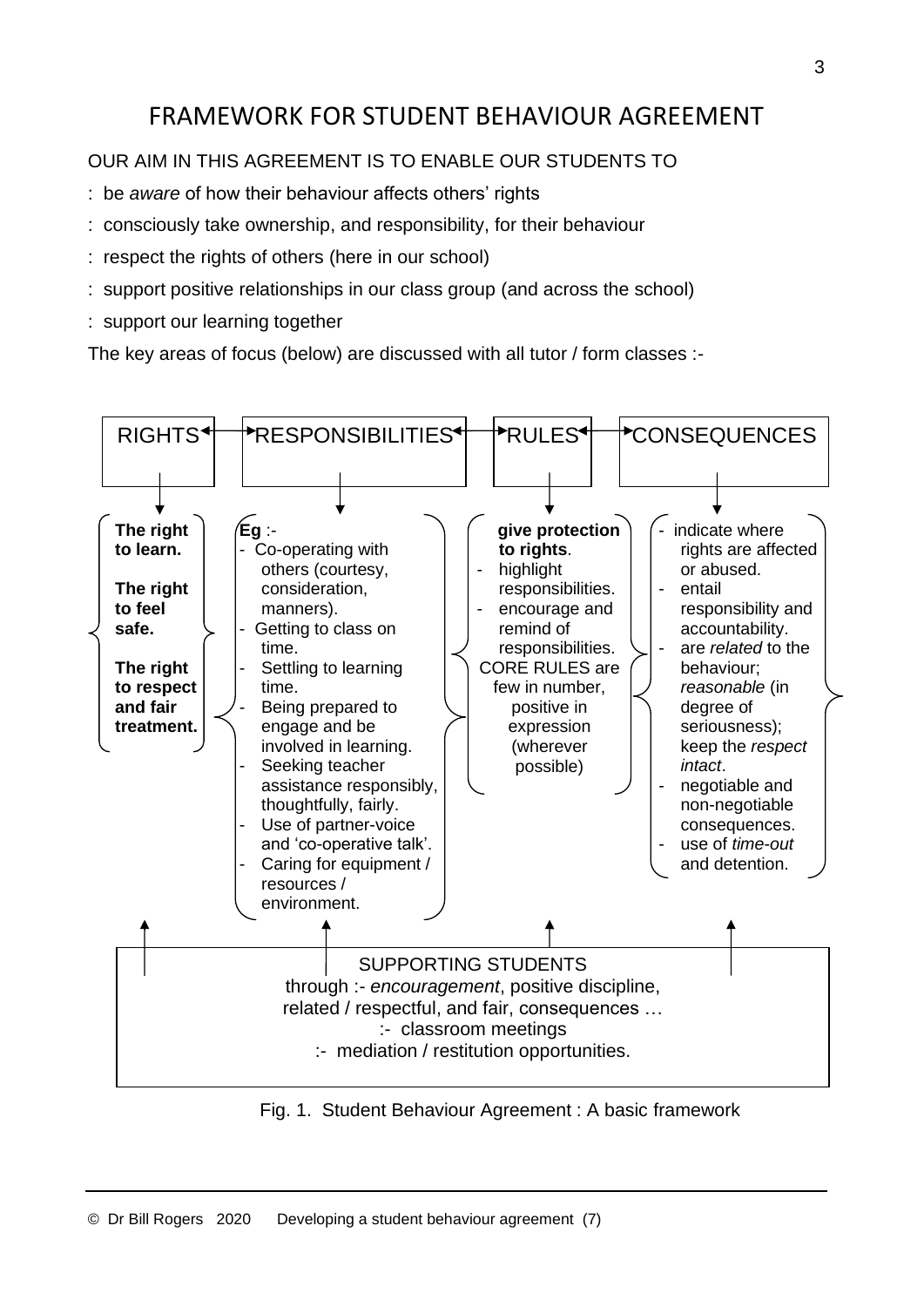# FRAMEWORK FOR STUDENT BEHAVIOUR AGREEMENT

OUR AIM IN THIS AGREEMENT IS TO ENABLE OUR STUDENTS TO

: be *aware* of how their behaviour affects others' rights

: consciously take ownership, and responsibility, for their behaviour

: respect the rights of others (here in our school)

: support positive relationships in our class group (and across the school)

: support our learning together

The key areas of focus (below) are discussed with all tutor / form classes :-

RIGHTS ↔ RESPONSIBILITIES ↔ RULES ↔ CONSEQUENCES

**RIGHTS**

**The right to learn.**

**The right to feel safe.**

**The right to respect and fair treatment.**

**RESPONSIBILITIES**

**Eg** :-

- Co-operating with others (courtesy, consideration, manners).
- Getting to class on time.
- Settling to learning time.
- Being prepared to engage and be involved in learning.
- Seeking teacher assistance responsibly, thoughtfully, fairly.
- Use of partner-voice and 'co-operative talk'.
- Caring for equipment / resources / environment.

**RULES**

**give protection to rights**.

- highlight responsibilities.
- encourage and remind of responsibilities.

CORE RULES are few in number, positive in expression (wherever possible)

**CONSEQUENCES**

- indicate where rights are affected or abused.
- entail responsibility and accountability.
- are *related* to the behaviour; *reasonable* (in degree of seriousness); keep the *respect intact*.
- negotiable and non-negotiable consequences.
- use of *time-out* and detention.

SUPPORTING STUDENTS
through :- *encouragement*, positive discipline,
related / respectful, and fair, consequences …
:- classroom meetings
:- mediation / restitution opportunities.

Fig. 1. Student Behaviour Agreement : A basic framework

© Dr Bill Rogers 2020 Developing a student behaviour agreement (7)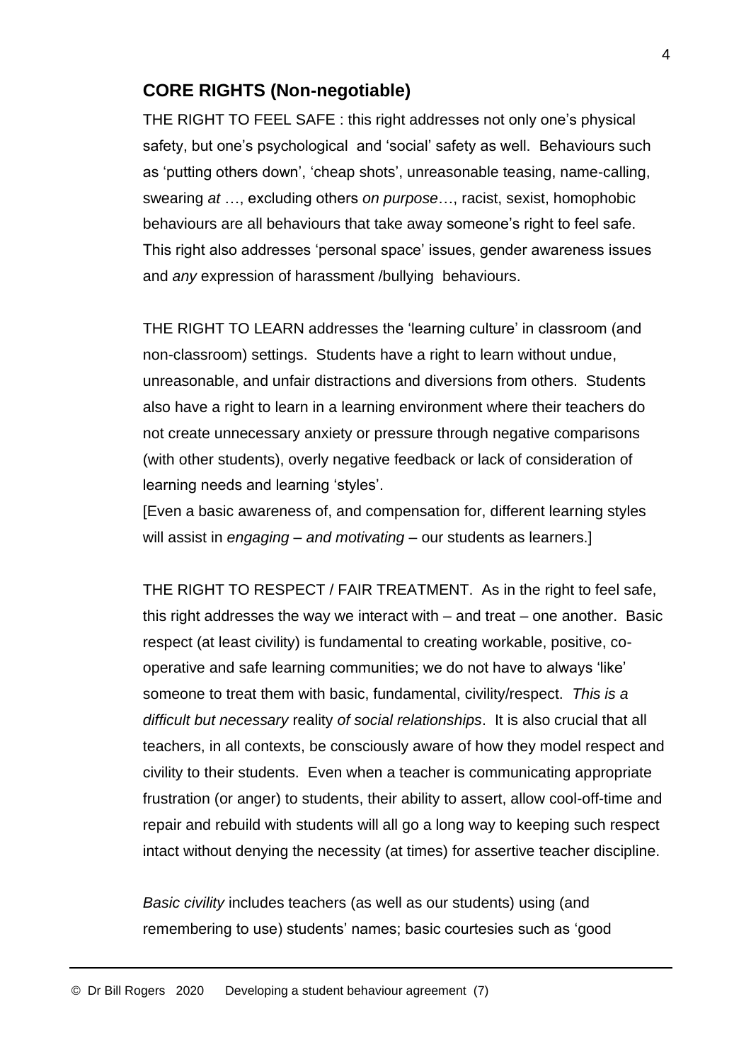## CORE RIGHTS (Non-negotiable)

THE RIGHT TO FEEL SAFE : this right addresses not only one's physical safety, but one's psychological and 'social' safety as well. Behaviours such as 'putting others down', 'cheap shots', unreasonable teasing, name-calling, swearing *at* …, excluding others *on purpose*…, racist, sexist, homophobic behaviours are all behaviours that take away someone's right to feel safe. This right also addresses 'personal space' issues, gender awareness issues and *any* expression of harassment /bullying behaviours.

THE RIGHT TO LEARN addresses the 'learning culture' in classroom (and non-classroom) settings. Students have a right to learn without undue, unreasonable, and unfair distractions and diversions from others. Students also have a right to learn in a learning environment where their teachers do not create unnecessary anxiety or pressure through negative comparisons (with other students), overly negative feedback or lack of consideration of learning needs and learning 'styles'.

[Even a basic awareness of, and compensation for, different learning styles will assist in *engaging – and motivating* – our students as learners.]

THE RIGHT TO RESPECT / FAIR TREATMENT. As in the right to feel safe, this right addresses the way we interact with – and treat – one another. Basic respect (at least civility) is fundamental to creating workable, positive, co-operative and safe learning communities; we do not have to always 'like' someone to treat them with basic, fundamental, civility/respect. *This is a difficult but necessary* reality *of social relationships*. It is also crucial that all teachers, in all contexts, be consciously aware of how they model respect and civility to their students. Even when a teacher is communicating appropriate frustration (or anger) to students, their ability to assert, allow cool-off-time and repair and rebuild with students will all go a long way to keeping such respect intact without denying the necessity (at times) for assertive teacher discipline.

*Basic civility* includes teachers (as well as our students) using (and remembering to use) students' names; basic courtesies such as 'good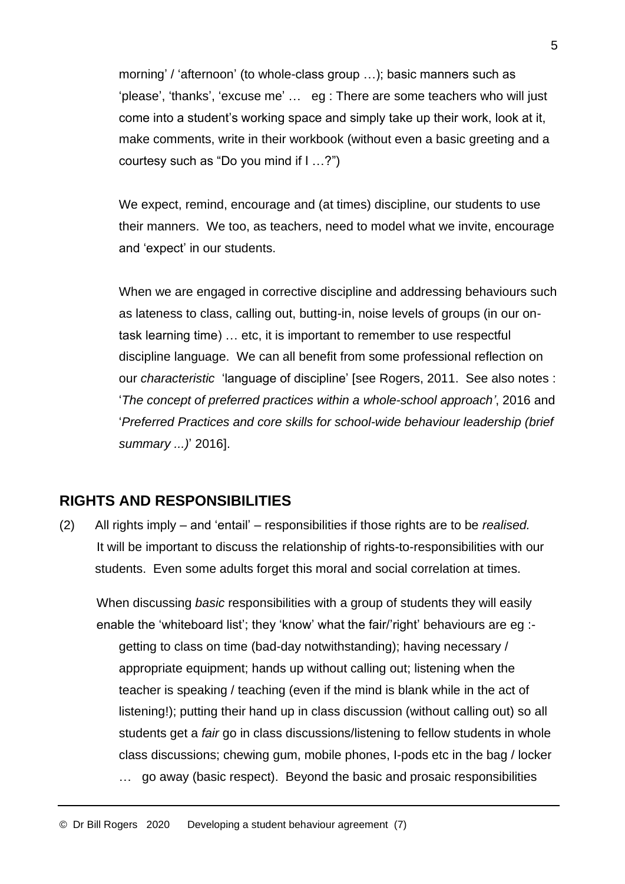morning' / 'afternoon' (to whole-class group …); basic manners such as 'please', 'thanks', 'excuse me' … eg : There are some teachers who will just come into a student's working space and simply take up their work, look at it, make comments, write in their workbook (without even a basic greeting and a courtesy such as "Do you mind if I …?")

We expect, remind, encourage and (at times) discipline, our students to use their manners. We too, as teachers, need to model what we invite, encourage and 'expect' in our students.

When we are engaged in corrective discipline and addressing behaviours such as lateness to class, calling out, butting-in, noise levels of groups (in our on-task learning time) … etc, it is important to remember to use respectful discipline language. We can all benefit from some professional reflection on our *characteristic* 'language of discipline' [see Rogers, 2011. See also notes : '*The concept of preferred practices within a whole-school approach'*, 2016 and '*Preferred Practices and core skills for school-wide behaviour leadership (brief summary ...)*' 2016].

## RIGHTS AND RESPONSIBILITIES

(2) All rights imply – and 'entail' – responsibilities if those rights are to be *realised.* It will be important to discuss the relationship of rights-to-responsibilities with our students. Even some adults forget this moral and social correlation at times.

When discussing *basic* responsibilities with a group of students they will easily enable the 'whiteboard list'; they 'know' what the fair/'right' behaviours are eg :- getting to class on time (bad-day notwithstanding); having necessary / appropriate equipment; hands up without calling out; listening when the teacher is speaking / teaching (even if the mind is blank while in the act of listening!); putting their hand up in class discussion (without calling out) so all students get a *fair* go in class discussions/listening to fellow students in whole class discussions; chewing gum, mobile phones, I-pods etc in the bag / locker … go away (basic respect). Beyond the basic and prosaic responsibilities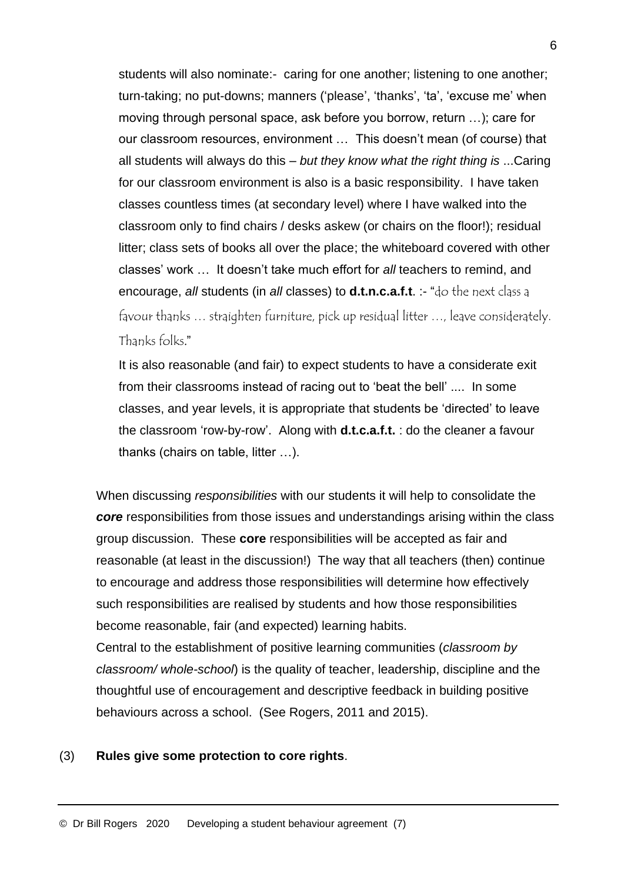students will also nominate:- caring for one another; listening to one another; turn-taking; no put-downs; manners ('please', 'thanks', 'ta', 'excuse me' when moving through personal space, ask before you borrow, return …); care for our classroom resources, environment … This doesn't mean (of course) that all students will always do this – *but they know what the right thing is* ...Caring for our classroom environment is also is a basic responsibility. I have taken classes countless times (at secondary level) where I have walked into the classroom only to find chairs / desks askew (or chairs on the floor!); residual litter; class sets of books all over the place; the whiteboard covered with other classes' work … It doesn't take much effort for *all* teachers to remind, and encourage, *all* students (in *all* classes) to **d.t.n.c.a.f.t**. :- "do the next class a favour thanks … straighten furniture, pick up residual litter …, leave considerately. Thanks folks."

It is also reasonable (and fair) to expect students to have a considerate exit from their classrooms instead of racing out to 'beat the bell' .... In some classes, and year levels, it is appropriate that students be 'directed' to leave the classroom 'row-by-row'. Along with **d.t.c.a.f.t.** : do the cleaner a favour thanks (chairs on table, litter …).

When discussing *responsibilities* with our students it will help to consolidate the ***core*** responsibilities from those issues and understandings arising within the class group discussion. These **core** responsibilities will be accepted as fair and reasonable (at least in the discussion!) The way that all teachers (then) continue to encourage and address those responsibilities will determine how effectively such responsibilities are realised by students and how those responsibilities become reasonable, fair (and expected) learning habits.

Central to the establishment of positive learning communities (*classroom by classroom/ whole-school*) is the quality of teacher, leadership, discipline and the thoughtful use of encouragement and descriptive feedback in building positive behaviours across a school. (See Rogers, 2011 and 2015).

(3) **Rules give some protection to core rights**.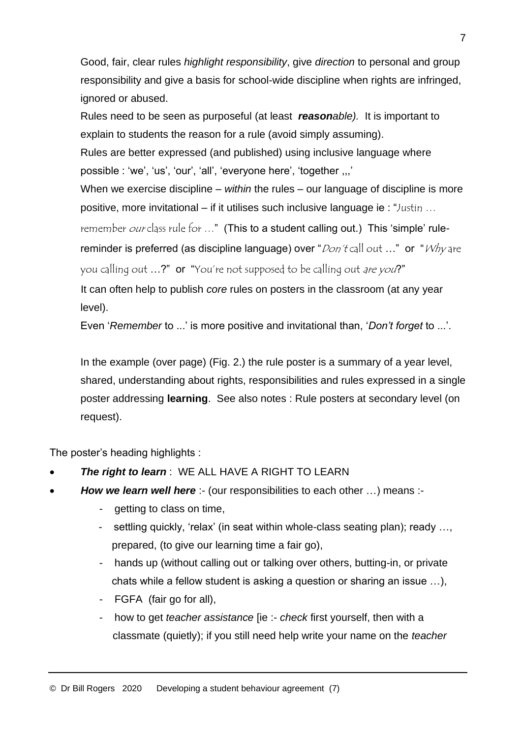Good, fair, clear rules *highlight responsibility*, give *direction* to personal and group responsibility and give a basis for school-wide discipline when rights are infringed, ignored or abused.

Rules need to be seen as purposeful (at least ***reason****able).* It is important to explain to students the reason for a rule (avoid simply assuming).

Rules are better expressed (and published) using inclusive language where possible : 'we', 'us', 'our', 'all', 'everyone here', 'together ,,,'

When we exercise discipline – *within* the rules – our language of discipline is more positive, more invitational – if it utilises such inclusive language ie : "Justin … remember *our* class rule for …" (This to a student calling out.) This 'simple' rule-reminder is preferred (as discipline language) over "*Don't* call out …" or "*Why* are you calling out …?" or "You're not supposed to be calling out *are you*?"

It can often help to publish *core* rules on posters in the classroom (at any year level).

Even '*Remember* to ...' is more positive and invitational than, '*Don't forget* to ...'.

In the example (over page) (Fig. 2.) the rule poster is a summary of a year level, shared, understanding about rights, responsibilities and rules expressed in a single poster addressing **learning**. See also notes : Rule posters at secondary level (on request).

The poster's heading highlights :

- ***The right to learn*** : WE ALL HAVE A RIGHT TO LEARN
- ***How we learn well here*** :- (our responsibilities to each other …) means :-
  - getting to class on time,
  - settling quickly, 'relax' (in seat within whole-class seating plan); ready …, prepared, (to give our learning time a fair go),
  - hands up (without calling out or talking over others, butting-in, or private chats while a fellow student is asking a question or sharing an issue …),
  - FGFA (fair go for all),
  - how to get *teacher assistance* [ie :- *check* first yourself, then with a classmate (quietly); if you still need help write your name on the *teacher*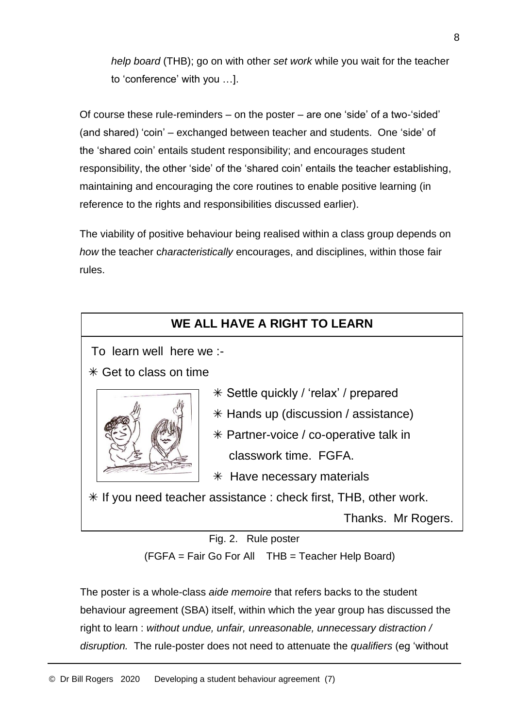*help board* (THB); go on with other *set work* while you wait for the teacher to 'conference' with you …].

Of course these rule-reminders – on the poster – are one 'side' of a two-'sided' (and shared) 'coin' – exchanged between teacher and students. One 'side' of the 'shared coin' entails student responsibility; and encourages student responsibility, the other 'side' of the 'shared coin' entails the teacher establishing, maintaining and encouraging the core routines to enable positive learning (in reference to the rights and responsibilities discussed earlier).

The viability of positive behaviour being realised within a class group depends on *how* the teacher c*haracteristically* encourages, and disciplines, within those fair rules.

**WE ALL HAVE A RIGHT TO LEARN**

To learn well here we :-

✳ Get to class on time

✳ Settle quickly / 'relax' / prepared

✳ Hands up (discussion / assistance)

✳ Partner-voice / co-operative talk in classwork time. FGFA.

✳ Have necessary materials

✳ If you need teacher assistance : check first, THB, other work.

Thanks. Mr Rogers.

Fig. 2. Rule poster

(FGFA = Fair Go For All THB = Teacher Help Board)

The poster is a whole-class *aide memoire* that refers backs to the student behaviour agreement (SBA) itself, within which the year group has discussed the right to learn : *without undue, unfair, unreasonable, unnecessary distraction / disruption.* The rule-poster does not need to attenuate the *qualifiers* (eg 'without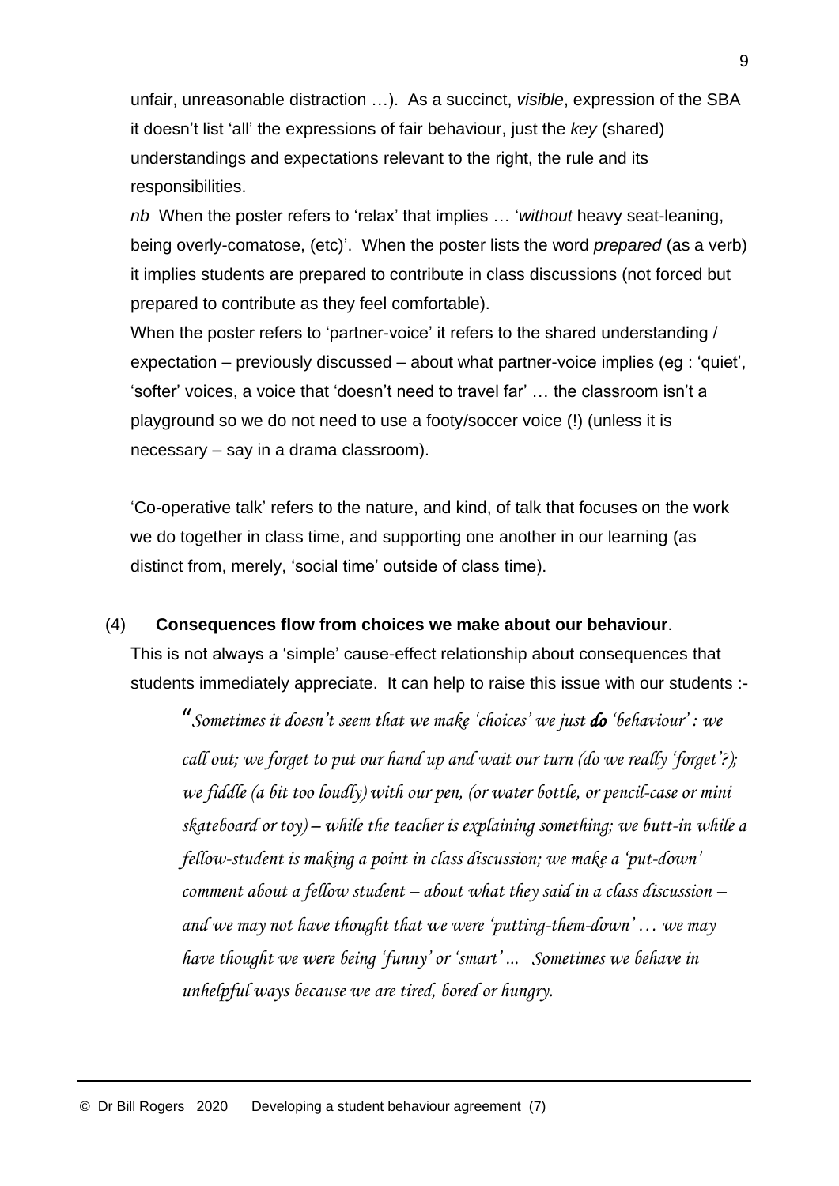unfair, unreasonable distraction …). As a succinct, *visible*, expression of the SBA it doesn't list 'all' the expressions of fair behaviour, just the *key* (shared) understandings and expectations relevant to the right, the rule and its responsibilities.

*nb* When the poster refers to 'relax' that implies … '*without* heavy seat-leaning, being overly-comatose, (etc)'. When the poster lists the word *prepared* (as a verb) it implies students are prepared to contribute in class discussions (not forced but prepared to contribute as they feel comfortable).

When the poster refers to 'partner-voice' it refers to the shared understanding / expectation – previously discussed – about what partner-voice implies (eg : 'quiet', 'softer' voices, a voice that 'doesn't need to travel far' … the classroom isn't a playground so we do not need to use a footy/soccer voice (!) (unless it is necessary – say in a drama classroom).

'Co-operative talk' refers to the nature, and kind, of talk that focuses on the work we do together in class time, and supporting one another in our learning (as distinct from, merely, 'social time' outside of class time).

(4) **Consequences flow from choices we make about our behaviour**.

This is not always a 'simple' cause-effect relationship about consequences that students immediately appreciate. It can help to raise this issue with our students :-

> *"Sometimes it doesn't seem that we make 'choices' we just* ***do*** *'behaviour' : we call out; we forget to put our hand up and wait our turn (do we really 'forget'?); we fiddle (a bit too loudly) with our pen, (or water bottle, or pencil-case or mini skateboard or toy) – while the teacher is explaining something; we butt-in while a fellow-student is making a point in class discussion; we make a 'put-down' comment about a fellow student – about what they said in a class discussion – and we may not have thought that we were 'putting-them-down' … we may have thought we were being 'funny' or 'smart' ... Sometimes we behave in unhelpful ways because we are tired, bored or hungry.*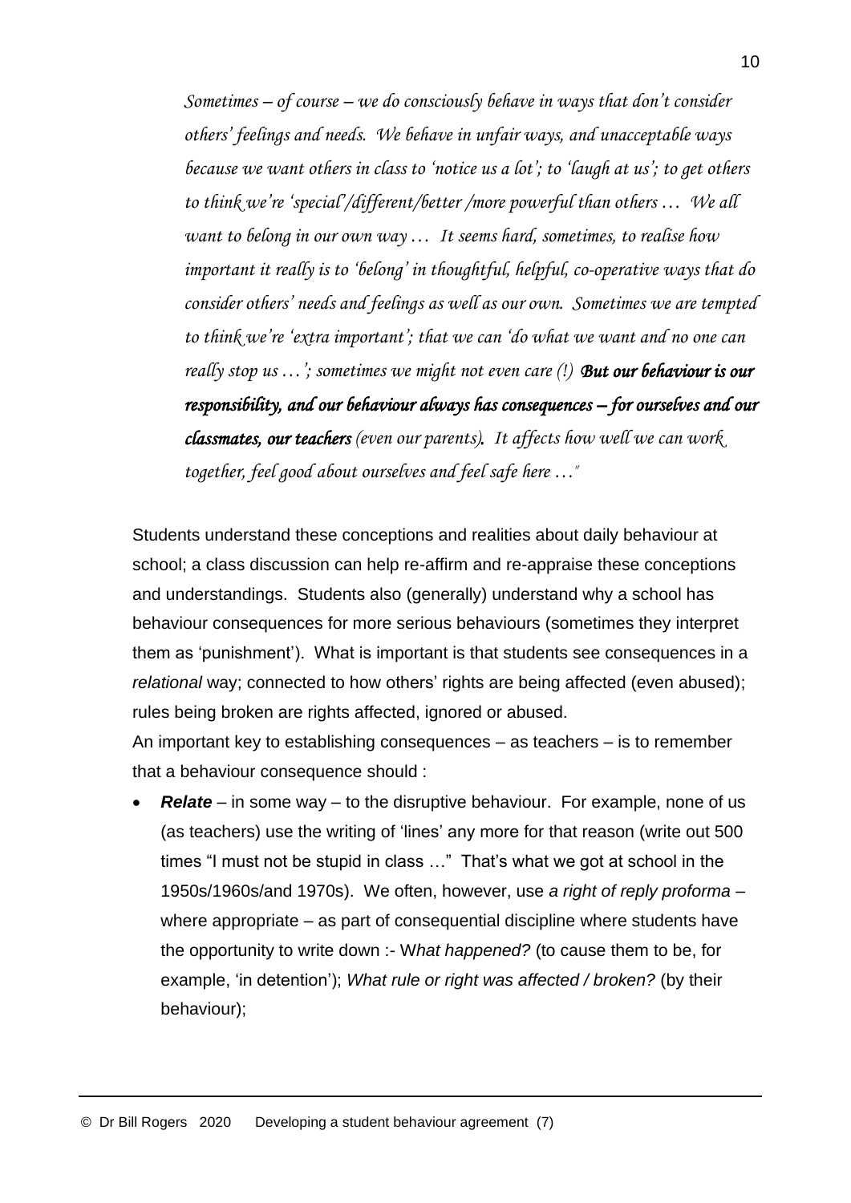*Sometimes – of course – we do consciously behave in ways that don't consider others' feelings and needs. We behave in unfair ways, and unacceptable ways because we want others in class to 'notice us a lot'; to 'laugh at us'; to get others to think we're 'special'/different/better /more powerful than others … We all want to belong in our own way … It seems hard, sometimes, to realise how important it really is to 'belong' in thoughtful, helpful, co-operative ways that do consider others' needs and feelings as well as our own. Sometimes we are tempted to think we're 'extra important'; that we can 'do what we want and no one can really stop us …'; sometimes we might not even care (!) **But our behaviour is our responsibility, and our behaviour always has consequences – for ourselves and our classmates, our teachers** (even our parents)**.** It affects how well we can work together, feel good about ourselves and feel safe here …"*

Students understand these conceptions and realities about daily behaviour at school; a class discussion can help re-affirm and re-appraise these conceptions and understandings. Students also (generally) understand why a school has behaviour consequences for more serious behaviours (sometimes they interpret them as 'punishment'). What is important is that students see consequences in a *relational* way; connected to how others' rights are being affected (even abused); rules being broken are rights affected, ignored or abused.

An important key to establishing consequences – as teachers – is to remember that a behaviour consequence should :

- ***Relate*** – in some way – to the disruptive behaviour. For example, none of us (as teachers) use the writing of 'lines' any more for that reason (write out 500 times "I must not be stupid in class …" That's what we got at school in the 1950s/1960s/and 1970s). We often, however, use *a right of reply proforma* – where appropriate – as part of consequential discipline where students have the opportunity to write down :- W*hat happened?* (to cause them to be, for example, 'in detention'); *What rule or right was affected / broken?* (by their behaviour);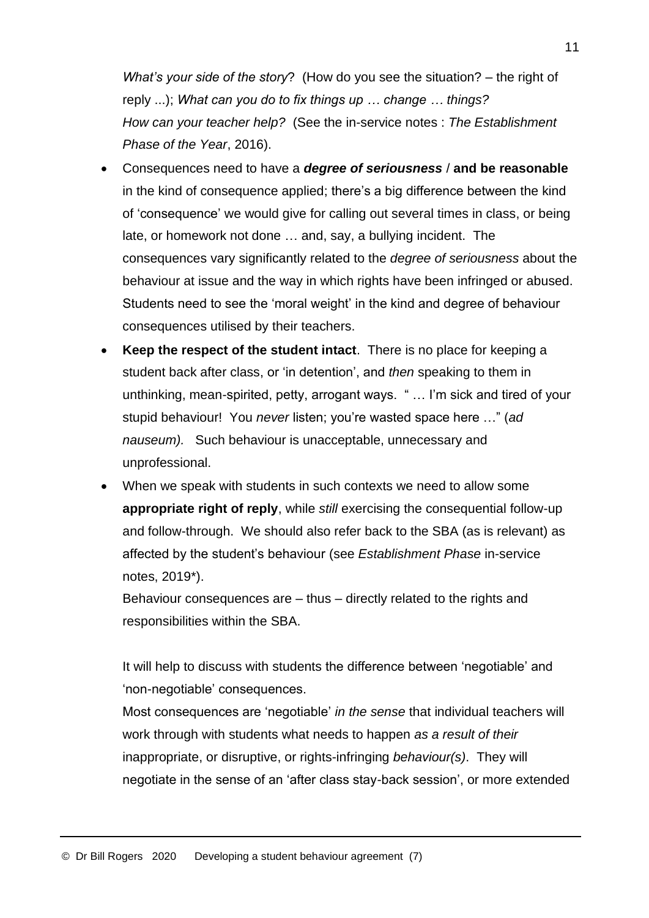*What's your side of the story*? (How do you see the situation? – the right of reply ...); *What can you do to fix things up … change … things? How can your teacher help?* (See the in-service notes : *The Establishment Phase of the Year*, 2016).

- Consequences need to have a ***degree of seriousness*** / **and be reasonable** in the kind of consequence applied; there's a big difference between the kind of 'consequence' we would give for calling out several times in class, or being late, or homework not done … and, say, a bullying incident. The consequences vary significantly related to the *degree of seriousness* about the behaviour at issue and the way in which rights have been infringed or abused. Students need to see the 'moral weight' in the kind and degree of behaviour consequences utilised by their teachers.
- **Keep the respect of the student intact**. There is no place for keeping a student back after class, or 'in detention', and *then* speaking to them in unthinking, mean-spirited, petty, arrogant ways. " … I'm sick and tired of your stupid behaviour! You *never* listen; you're wasted space here …" (*ad nauseum).* Such behaviour is unacceptable, unnecessary and unprofessional.
- When we speak with students in such contexts we need to allow some **appropriate right of reply**, while *still* exercising the consequential follow-up and follow-through. We should also refer back to the SBA (as is relevant) as affected by the student's behaviour (see *Establishment Phase* in-service notes, 2019*).

  Behaviour consequences are – thus – directly related to the rights and responsibilities within the SBA.

  It will help to discuss with students the difference between 'negotiable' and 'non-negotiable' consequences.

  Most consequences are 'negotiable' *in the sense* that individual teachers will work through with students what needs to happen *as a result of their* inappropriate, or disruptive, or rights-infringing *behaviour(s)*. They will negotiate in the sense of an 'after class stay-back session', or more extended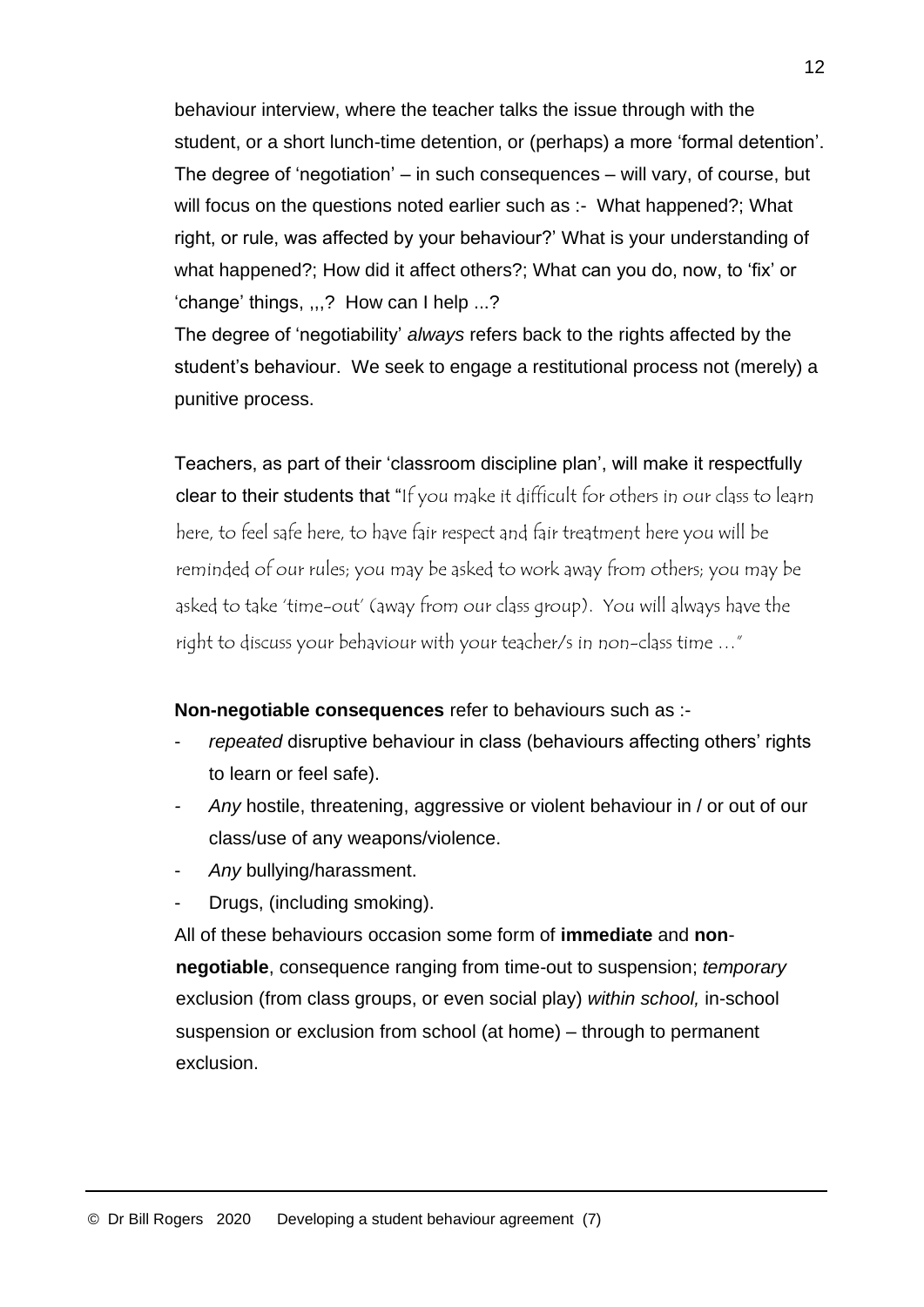behaviour interview, where the teacher talks the issue through with the student, or a short lunch-time detention, or (perhaps) a more 'formal detention'. The degree of 'negotiation' – in such consequences – will vary, of course, but will focus on the questions noted earlier such as :- What happened?; What right, or rule, was affected by your behaviour?' What is your understanding of what happened?; How did it affect others?; What can you do, now, to 'fix' or 'change' things, ,,,? How can I help ...?

The degree of 'negotiability' *always* refers back to the rights affected by the student's behaviour. We seek to engage a restitutional process not (merely) a punitive process.

Teachers, as part of their 'classroom discipline plan', will make it respectfully clear to their students that "If you make it difficult for others in our class to learn here, to feel safe here, to have fair respect and fair treatment here you will be reminded of our rules; you may be asked to work away from others; you may be asked to take 'time-out' (away from our class group). You will always have the right to discuss your behaviour with your teacher/s in non-class time ..."

**Non-negotiable consequences** refer to behaviours such as :-

- *repeated* disruptive behaviour in class (behaviours affecting others' rights to learn or feel safe).
- *Any* hostile, threatening, aggressive or violent behaviour in / or out of our class/use of any weapons/violence.
- *Any* bullying/harassment.
- Drugs, (including smoking).

All of these behaviours occasion some form of **immediate** and **non-negotiable**, consequence ranging from time-out to suspension; *temporary* exclusion (from class groups, or even social play) *within school,* in-school suspension or exclusion from school (at home) – through to permanent exclusion.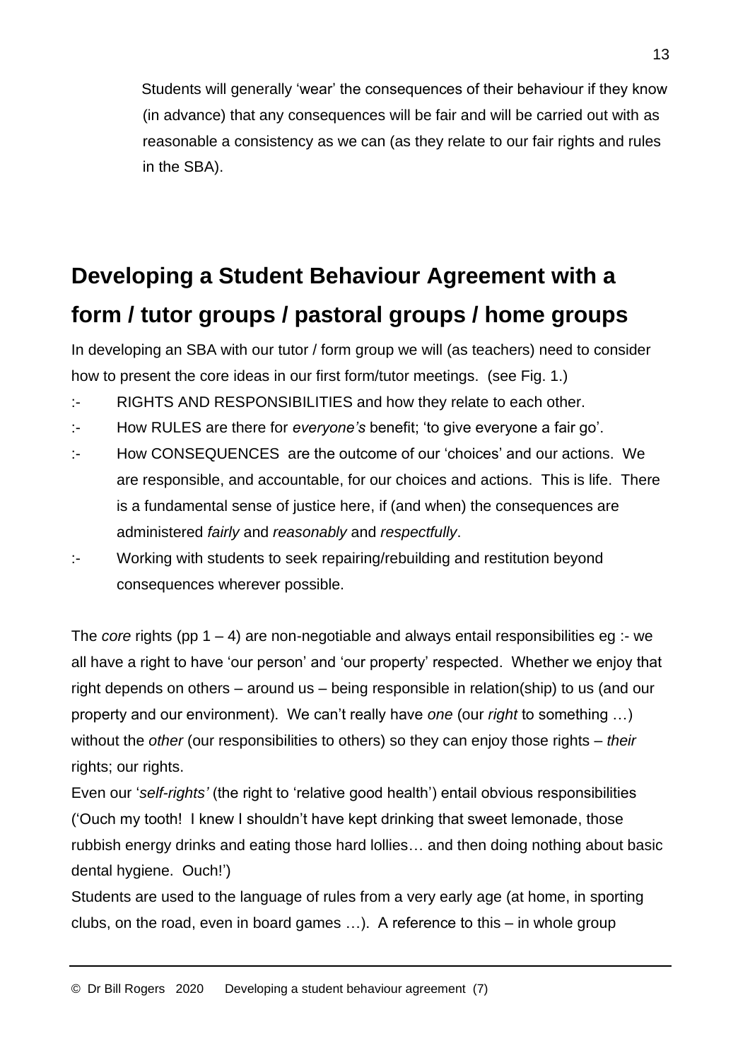Students will generally 'wear' the consequences of their behaviour if they know (in advance) that any consequences will be fair and will be carried out with as reasonable a consistency as we can (as they relate to our fair rights and rules in the SBA).

## Developing a Student Behaviour Agreement with a form / tutor groups / pastoral groups / home groups

In developing an SBA with our tutor / form group we will (as teachers) need to consider how to present the core ideas in our first form/tutor meetings. (see Fig. 1.)

:- RIGHTS AND RESPONSIBILITIES and how they relate to each other.

:- How RULES are there for *everyone's* benefit; 'to give everyone a fair go'.

:- How CONSEQUENCES are the outcome of our 'choices' and our actions. We are responsible, and accountable, for our choices and actions. This is life. There is a fundamental sense of justice here, if (and when) the consequences are administered *fairly* and *reasonably* and *respectfully*.

:- Working with students to seek repairing/rebuilding and restitution beyond consequences wherever possible.

The *core* rights (pp 1 – 4) are non-negotiable and always entail responsibilities eg :- we all have a right to have 'our person' and 'our property' respected. Whether we enjoy that right depends on others – around us – being responsible in relation(ship) to us (and our property and our environment). We can't really have *one* (our *right* to something …) without the *other* (our responsibilities to others) so they can enjoy those rights – *their* rights; our rights.

Even our '*self-rights'* (the right to 'relative good health') entail obvious responsibilities ('Ouch my tooth! I knew I shouldn't have kept drinking that sweet lemonade, those rubbish energy drinks and eating those hard lollies… and then doing nothing about basic dental hygiene. Ouch!')

Students are used to the language of rules from a very early age (at home, in sporting clubs, on the road, even in board games …). A reference to this – in whole group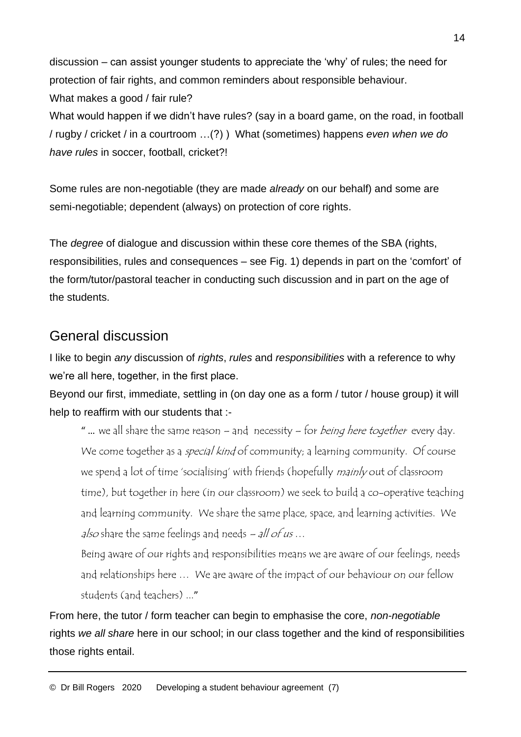discussion – can assist younger students to appreciate the 'why' of rules; the need for protection of fair rights, and common reminders about responsible behaviour.
What makes a good / fair rule?
What would happen if we didn't have rules? (say in a board game, on the road, in football / rugby / cricket / in a courtroom …(?) ) What (sometimes) happens *even when we do have rules* in soccer, football, cricket?!

Some rules are non-negotiable (they are made *already* on our behalf) and some are semi-negotiable; dependent (always) on protection of core rights.

The *degree* of dialogue and discussion within these core themes of the SBA (rights, responsibilities, rules and consequences – see Fig. 1) depends in part on the 'comfort' of the form/tutor/pastoral teacher in conducting such discussion and in part on the age of the students.

## General discussion

I like to begin *any* discussion of *rights*, *rules* and *responsibilities* with a reference to why we're all here, together, in the first place.
Beyond our first, immediate, settling in (on day one as a form / tutor / house group) it will help to reaffirm with our students that :-

> " … we all share the same reason – and necessity – for *being here together* every day. We come together as a *special kind* of community; a learning community. Of course we spend a lot of time 'socialising' with friends (hopefully *mainly* out of classroom time), but together in here (in our classroom) we seek to build a co-operative teaching and learning community. We share the same place, space, and learning activities. We *also* share the same feelings and needs – *all of us* …
>
> Being aware of our rights and responsibilities means we are aware of our feelings, needs and relationships here … We are aware of the impact of our behaviour on our fellow students (and teachers) …"

From here, the tutor / form teacher can begin to emphasise the core, *non-negotiable* rights *we all share* here in our school; in our class together and the kind of responsibilities those rights entail.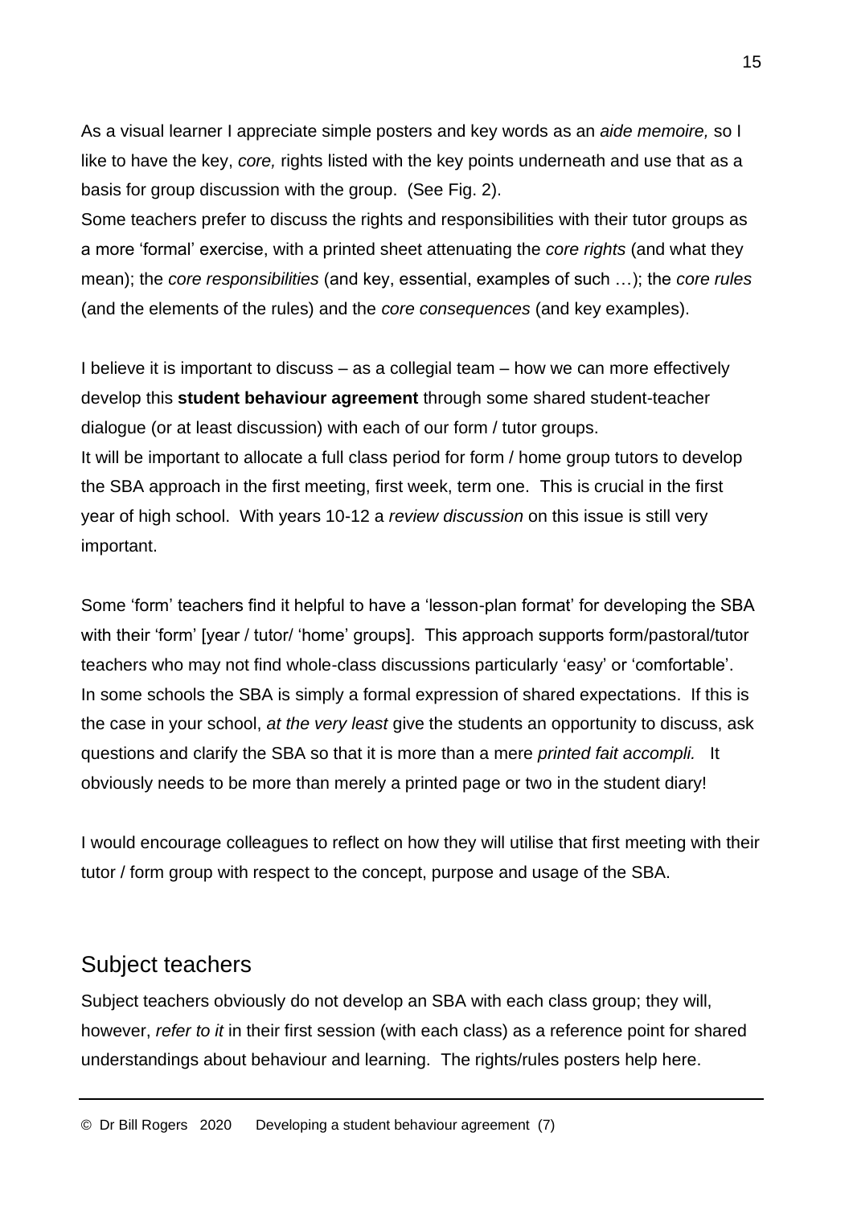As a visual learner I appreciate simple posters and key words as an *aide memoire,* so I like to have the key, *core,* rights listed with the key points underneath and use that as a basis for group discussion with the group. (See Fig. 2).
Some teachers prefer to discuss the rights and responsibilities with their tutor groups as a more 'formal' exercise, with a printed sheet attenuating the *core rights* (and what they mean); the *core responsibilities* (and key, essential, examples of such …); the *core rules* (and the elements of the rules) and the *core consequences* (and key examples).

I believe it is important to discuss – as a collegial team – how we can more effectively develop this **student behaviour agreement** through some shared student-teacher dialogue (or at least discussion) with each of our form / tutor groups.
It will be important to allocate a full class period for form / home group tutors to develop the SBA approach in the first meeting, first week, term one. This is crucial in the first year of high school. With years 10-12 a *review discussion* on this issue is still very important.

Some 'form' teachers find it helpful to have a 'lesson-plan format' for developing the SBA with their 'form' [year / tutor/ 'home' groups]. This approach supports form/pastoral/tutor teachers who may not find whole-class discussions particularly 'easy' or 'comfortable'.
In some schools the SBA is simply a formal expression of shared expectations. If this is the case in your school, *at the very least* give the students an opportunity to discuss, ask questions and clarify the SBA so that it is more than a mere *printed fait accompli.* It obviously needs to be more than merely a printed page or two in the student diary!

I would encourage colleagues to reflect on how they will utilise that first meeting with their tutor / form group with respect to the concept, purpose and usage of the SBA.

## Subject teachers

Subject teachers obviously do not develop an SBA with each class group; they will, however, *refer to it* in their first session (with each class) as a reference point for shared understandings about behaviour and learning. The rights/rules posters help here.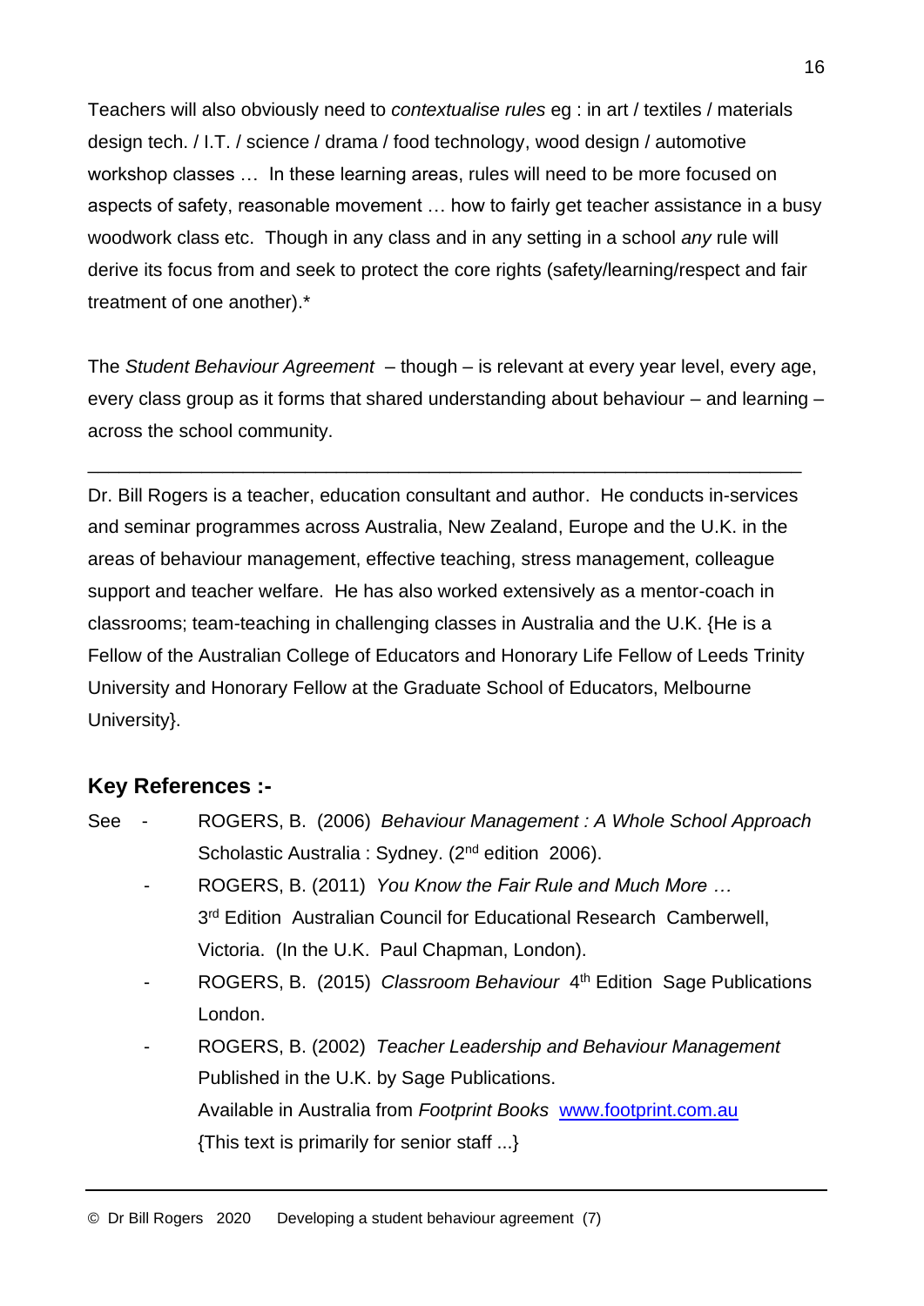Teachers will also obviously need to *contextualise rules* eg : in art / textiles / materials design tech. / I.T. / science / drama / food technology, wood design / automotive workshop classes … In these learning areas, rules will need to be more focused on aspects of safety, reasonable movement … how to fairly get teacher assistance in a busy woodwork class etc. Though in any class and in any setting in a school *any* rule will derive its focus from and seek to protect the core rights (safety/learning/respect and fair treatment of one another).*

The *Student Behaviour Agreement* – though – is relevant at every year level, every age, every class group as it forms that shared understanding about behaviour – and learning – across the school community.

---

Dr. Bill Rogers is a teacher, education consultant and author. He conducts in-services and seminar programmes across Australia, New Zealand, Europe and the U.K. in the areas of behaviour management, effective teaching, stress management, colleague support and teacher welfare. He has also worked extensively as a mentor-coach in classrooms; team-teaching in challenging classes in Australia and the U.K. {He is a Fellow of the Australian College of Educators and Honorary Life Fellow of Leeds Trinity University and Honorary Fellow at the Graduate School of Educators, Melbourne University}.

## Key References :-

See

- ROGERS, B. (2006) *Behaviour Management : A Whole School Approach* Scholastic Australia : Sydney. (2nd edition 2006).
- ROGERS, B. (2011) *You Know the Fair Rule and Much More …* 3rd Edition Australian Council for Educational Research Camberwell, Victoria. (In the U.K. Paul Chapman, London).
- ROGERS, B. (2015) *Classroom Behaviour* 4th Edition Sage Publications London.
- ROGERS, B. (2002) *Teacher Leadership and Behaviour Management* Published in the U.K. by Sage Publications. Available in Australia from *Footprint Books* [www.footprint.com.au](http://www.footprint.com.au) {This text is primarily for senior staff ...}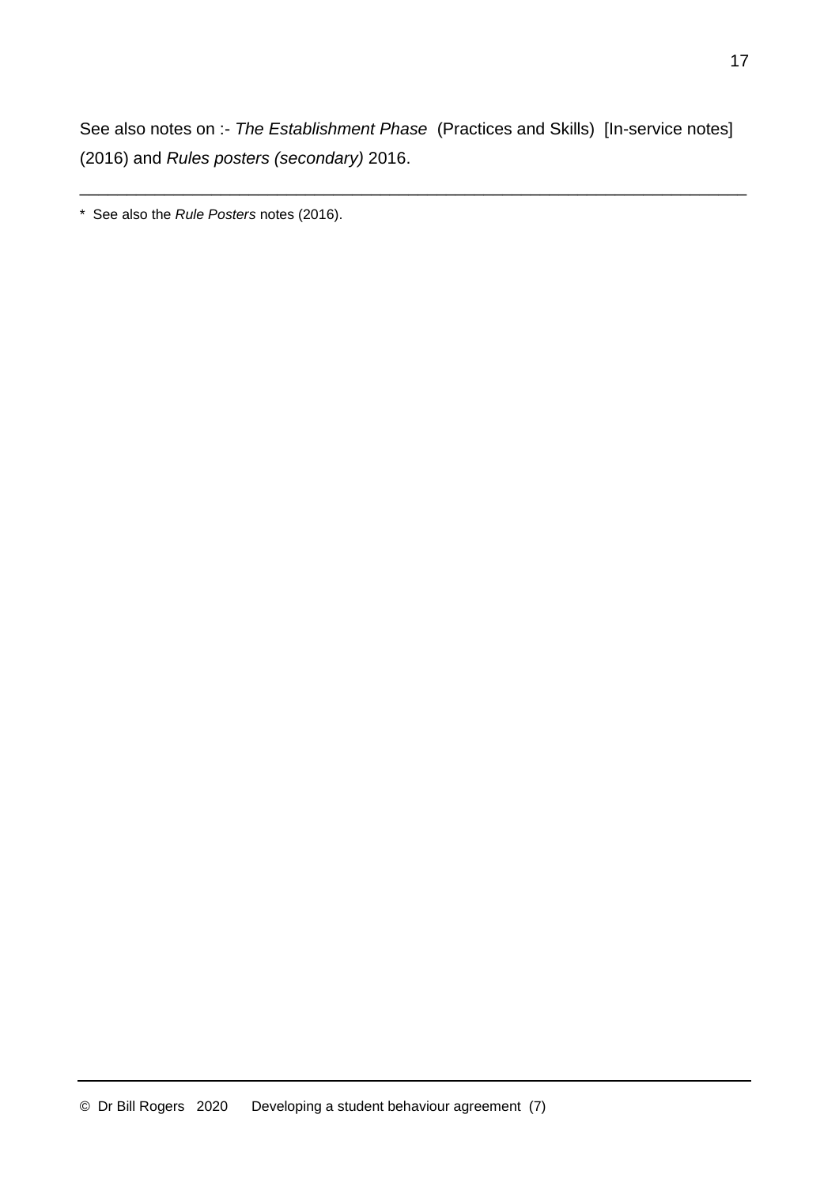See also notes on :- *The Establishment Phase* (Practices and Skills) [In-service notes] (2016) and *Rules posters (secondary)* 2016.

---

* See also the *Rule Posters* notes (2016).